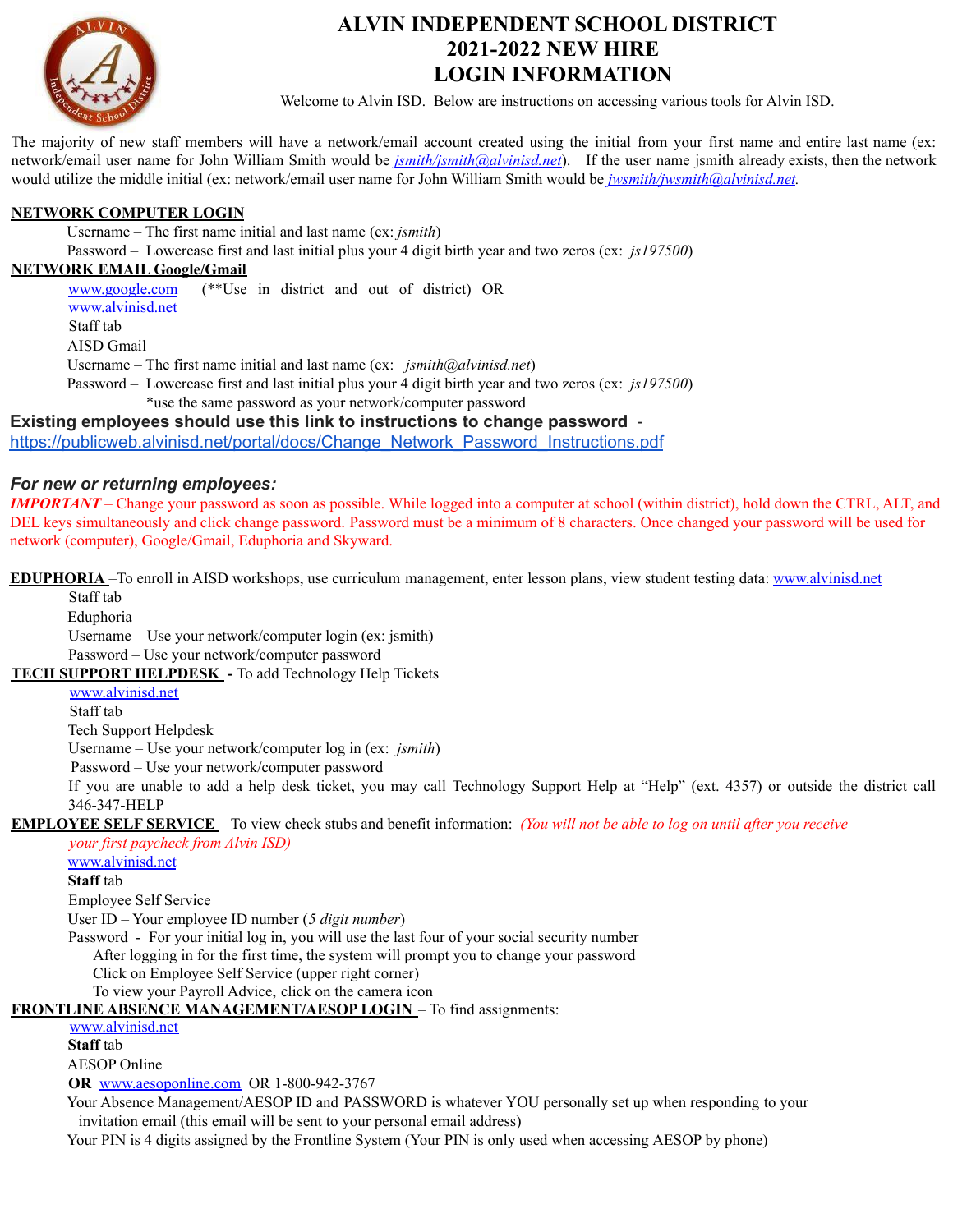# ALVIN INDEPENDENT SCHOOL DISTRICT
# 2021-2022 NEW HIRE
# LOGIN INFORMATION

Welcome to Alvin ISD. Below are instructions on accessing various tools for Alvin ISD.

The majority of new staff members will have a network/email account created using the initial from your first name and entire last name (ex: network/email user name for John William Smith would be *jsmith/jsmith@alvinisd.net*). If the user name jsmith already exists, then the network would utilize the middle initial (ex: network/email user name for John William Smith would be *jwsmith/jwsmith@alvinisd.net*.

**NETWORK COMPUTER LOGIN**

Username – The first name initial and last name (ex: *jsmith*)
Password – Lowercase first and last initial plus your 4 digit birth year and two zeros (ex: *js197500*)

**NETWORK EMAIL Google/Gmail**

www.google.com (**Use in district and out of district) OR
www.alvinisd.net
Staff tab
AISD Gmail
Username – The first name initial and last name (ex: *jsmith@alvinisd.net*)
Password – Lowercase first and last initial plus your 4 digit birth year and two zeros (ex: *js197500*)
*use the same password as your network/computer password

**Existing employees should use this link to instructions to change password** - https://publicweb.alvinisd.net/portal/docs/Change_Network_Password_Instructions.pdf

***For new or returning employees:***

***IMPORTANT*** – Change your password as soon as possible. While logged into a computer at school (within district), hold down the CTRL, ALT, and DEL keys simultaneously and click change password. Password must be a minimum of 8 characters. Once changed your password will be used for network (computer), Google/Gmail, Eduphoria and Skyward.

**EDUPHORIA** –To enroll in AISD workshops, use curriculum management, enter lesson plans, view student testing data: www.alvinisd.net

Staff tab
Eduphoria
Username – Use your network/computer login (ex: jsmith)
Password – Use your network/computer password

**TECH SUPPORT HELPDESK** - To add Technology Help Tickets

www.alvinisd.net
Staff tab
Tech Support Helpdesk
Username – Use your network/computer log in (ex: *jsmith*)
Password – Use your network/computer password
If you are unable to add a help desk ticket, you may call Technology Support Help at "Help" (ext. 4357) or outside the district call 346-347-HELP

**EMPLOYEE SELF SERVICE** – To view check stubs and benefit information: *(You will not be able to log on until after you receive your first paycheck from Alvin ISD)*

www.alvinisd.net
**Staff** tab
Employee Self Service
User ID – Your employee ID number (*5 digit number*)
Password - For your initial log in, you will use the last four of your social security number
After logging in for the first time, the system will prompt you to change your password
Click on Employee Self Service (upper right corner)
To view your Payroll Advice, click on the camera icon

**FRONTLINE ABSENCE MANAGEMENT/AESOP LOGIN** – To find assignments:

www.alvinisd.net
**Staff** tab
AESOP Online
**OR** www.aesoponline.com OR 1-800-942-3767
Your Absence Management/AESOP ID and PASSWORD is whatever YOU personally set up when responding to your invitation email (this email will be sent to your personal email address)
Your PIN is 4 digits assigned by the Frontline System (Your PIN is only used when accessing AESOP by phone)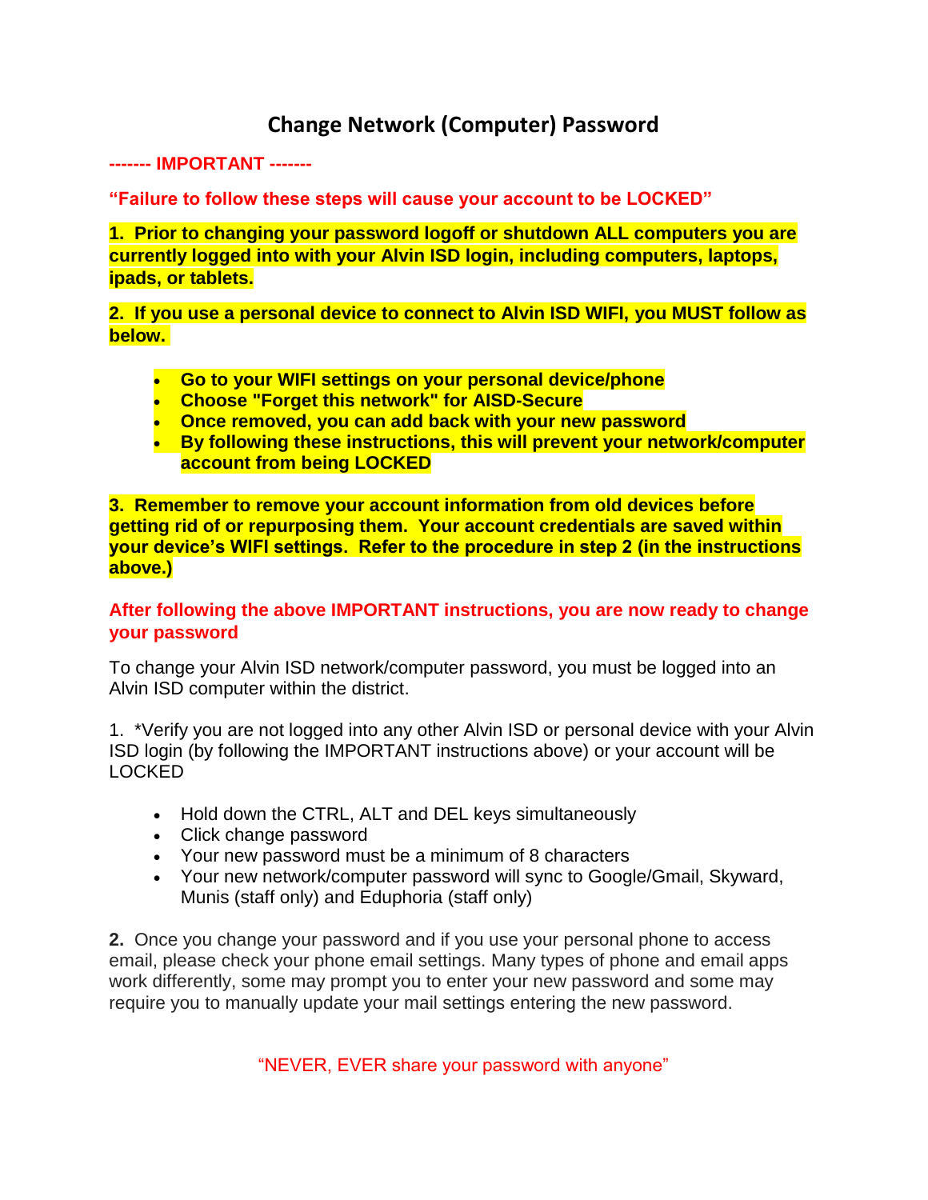# Change Network (Computer) Password

**------- IMPORTANT -------**

**"Failure to follow these steps will cause your account to be LOCKED"**

**1. Prior to changing your password logoff or shutdown ALL computers you are currently logged into with your Alvin ISD login, including computers, laptops, ipads, or tablets.**

**2. If you use a personal device to connect to Alvin ISD WIFI, you MUST follow as below.**

- **Go to your WIFI settings on your personal device/phone**
- **Choose "Forget this network" for AISD-Secure**
- **Once removed, you can add back with your new password**
- **By following these instructions, this will prevent your network/computer account from being LOCKED**

**3. Remember to remove your account information from old devices before getting rid of or repurposing them. Your account credentials are saved within your device's WIFI settings. Refer to the procedure in step 2 (in the instructions above.)**

**After following the above IMPORTANT instructions, you are now ready to change your password**

To change your Alvin ISD network/computer password, you must be logged into an Alvin ISD computer within the district.

1. *Verify you are not logged into any other Alvin ISD or personal device with your Alvin ISD login (by following the IMPORTANT instructions above) or your account will be LOCKED

- Hold down the CTRL, ALT and DEL keys simultaneously
- Click change password
- Your new password must be a minimum of 8 characters
- Your new network/computer password will sync to Google/Gmail, Skyward, Munis (staff only) and Eduphoria (staff only)

**2.** Once you change your password and if you use your personal phone to access email, please check your phone email settings. Many types of phone and email apps work differently, some may prompt you to enter your new password and some may require you to manually update your mail settings entering the new password.

"NEVER, EVER share your password with anyone"